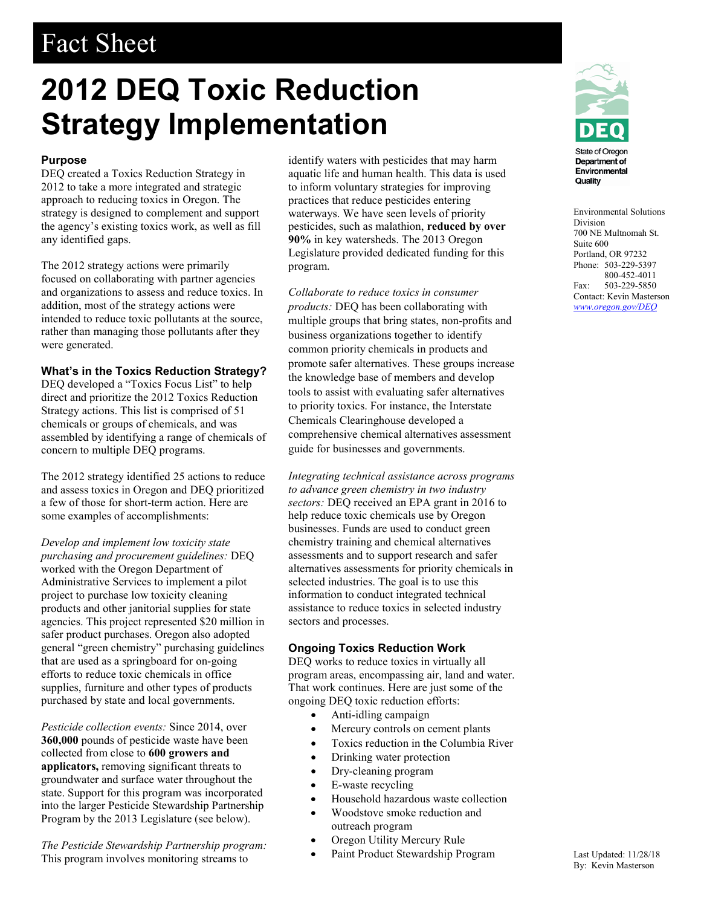# Fact Sheet

# 2012 DEQ Toxic Reduction Strategy Implementation

State of Oregon Department of Environmental Quality

Environmental Solutions Division
700 NE Multnomah St. Suite 600
Portland, OR 97232
Phone: 503-229-5397
800-452-4011
Fax: 503-229-5850
Contact: Kevin Masterson
www.oregon.gov/DEQ

### Purpose

DEQ created a Toxics Reduction Strategy in 2012 to take a more integrated and strategic approach to reducing toxics in Oregon. The strategy is designed to complement and support the agency's existing toxics work, as well as fill any identified gaps.

The 2012 strategy actions were primarily focused on collaborating with partner agencies and organizations to assess and reduce toxics. In addition, most of the strategy actions were intended to reduce toxic pollutants at the source, rather than managing those pollutants after they were generated.

### What's in the Toxics Reduction Strategy?

DEQ developed a "Toxics Focus List" to help direct and prioritize the 2012 Toxics Reduction Strategy actions. This list is comprised of 51 chemicals or groups of chemicals, and was assembled by identifying a range of chemicals of concern to multiple DEQ programs.

The 2012 strategy identified 25 actions to reduce and assess toxics in Oregon and DEQ prioritized a few of those for short-term action. Here are some examples of accomplishments:

*Develop and implement low toxicity state purchasing and procurement guidelines:* DEQ worked with the Oregon Department of Administrative Services to implement a pilot project to purchase low toxicity cleaning products and other janitorial supplies for state agencies. This project represented $20 million in safer product purchases. Oregon also adopted general "green chemistry" purchasing guidelines that are used as a springboard for on-going efforts to reduce toxic chemicals in office supplies, furniture and other types of products purchased by state and local governments.

*Pesticide collection events:* Since 2014, over **360,000** pounds of pesticide waste have been collected from close to **600 growers and applicators,** removing significant threats to groundwater and surface water throughout the state. Support for this program was incorporated into the larger Pesticide Stewardship Partnership Program by the 2013 Legislature (see below).

*The Pesticide Stewardship Partnership program:* This program involves monitoring streams to identify waters with pesticides that may harm aquatic life and human health. This data is used to inform voluntary strategies for improving practices that reduce pesticides entering waterways. We have seen levels of priority pesticides, such as malathion, **reduced by over 90%** in key watersheds. The 2013 Oregon Legislature provided dedicated funding for this program.

*Collaborate to reduce toxics in consumer products:* DEQ has been collaborating with multiple groups that bring states, non-profits and business organizations together to identify common priority chemicals in products and promote safer alternatives. These groups increase the knowledge base of members and develop tools to assist with evaluating safer alternatives to priority toxics. For instance, the Interstate Chemicals Clearinghouse developed a comprehensive chemical alternatives assessment guide for businesses and governments.

*Integrating technical assistance across programs to advance green chemistry in two industry sectors:* DEQ received an EPA grant in 2016 to help reduce toxic chemicals use by Oregon businesses. Funds are used to conduct green chemistry training and chemical alternatives assessments and to support research and safer alternatives assessments for priority chemicals in selected industries. The goal is to use this information to conduct integrated technical assistance to reduce toxics in selected industry sectors and processes.

### Ongoing Toxics Reduction Work

DEQ works to reduce toxics in virtually all program areas, encompassing air, land and water. That work continues. Here are just some of the ongoing DEQ toxic reduction efforts:

- Anti-idling campaign
- Mercury controls on cement plants
- Toxics reduction in the Columbia River
- Drinking water protection
- Dry-cleaning program
- E-waste recycling
- Household hazardous waste collection
- Woodstove smoke reduction and outreach program
- Oregon Utility Mercury Rule
- Paint Product Stewardship Program

Last Updated: 11/28/18
By: Kevin Masterson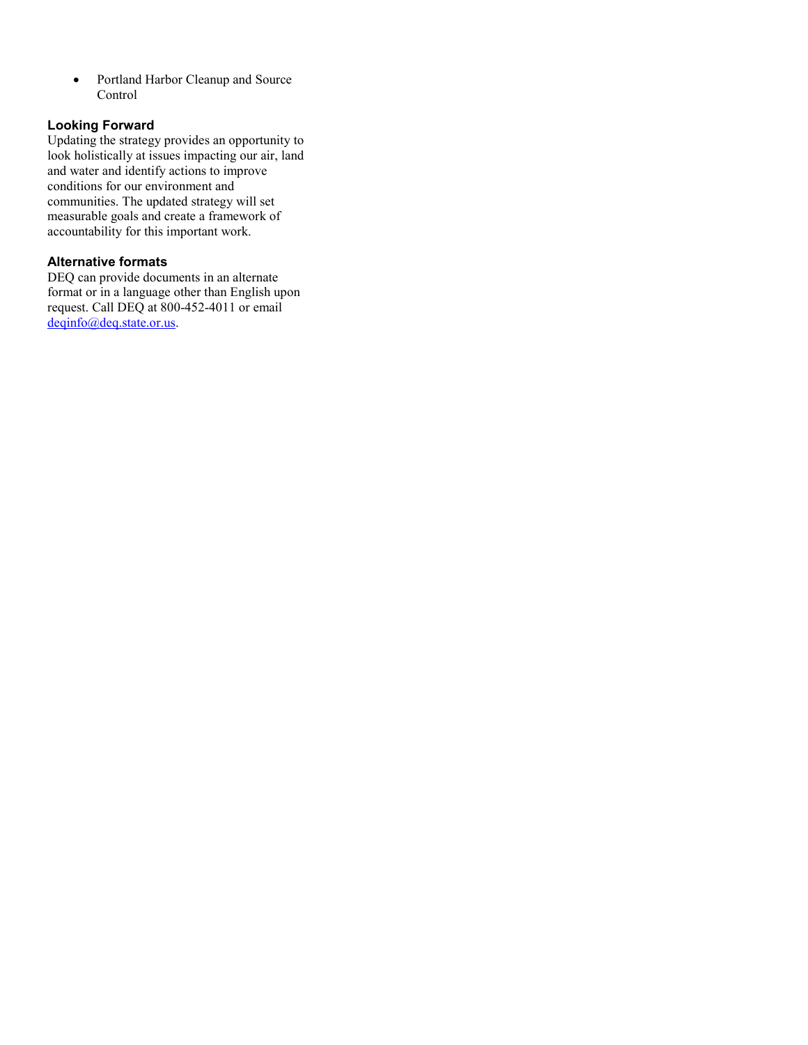- Portland Harbor Cleanup and Source Control

### Looking Forward

Updating the strategy provides an opportunity to look holistically at issues impacting our air, land and water and identify actions to improve conditions for our environment and communities. The updated strategy will set measurable goals and create a framework of accountability for this important work.

### Alternative formats

DEQ can provide documents in an alternate format or in a language other than English upon request. Call DEQ at 800-452-4011 or email [deqinfo@deq.state.or.us](mailto:deqinfo@deq.state.or.us).